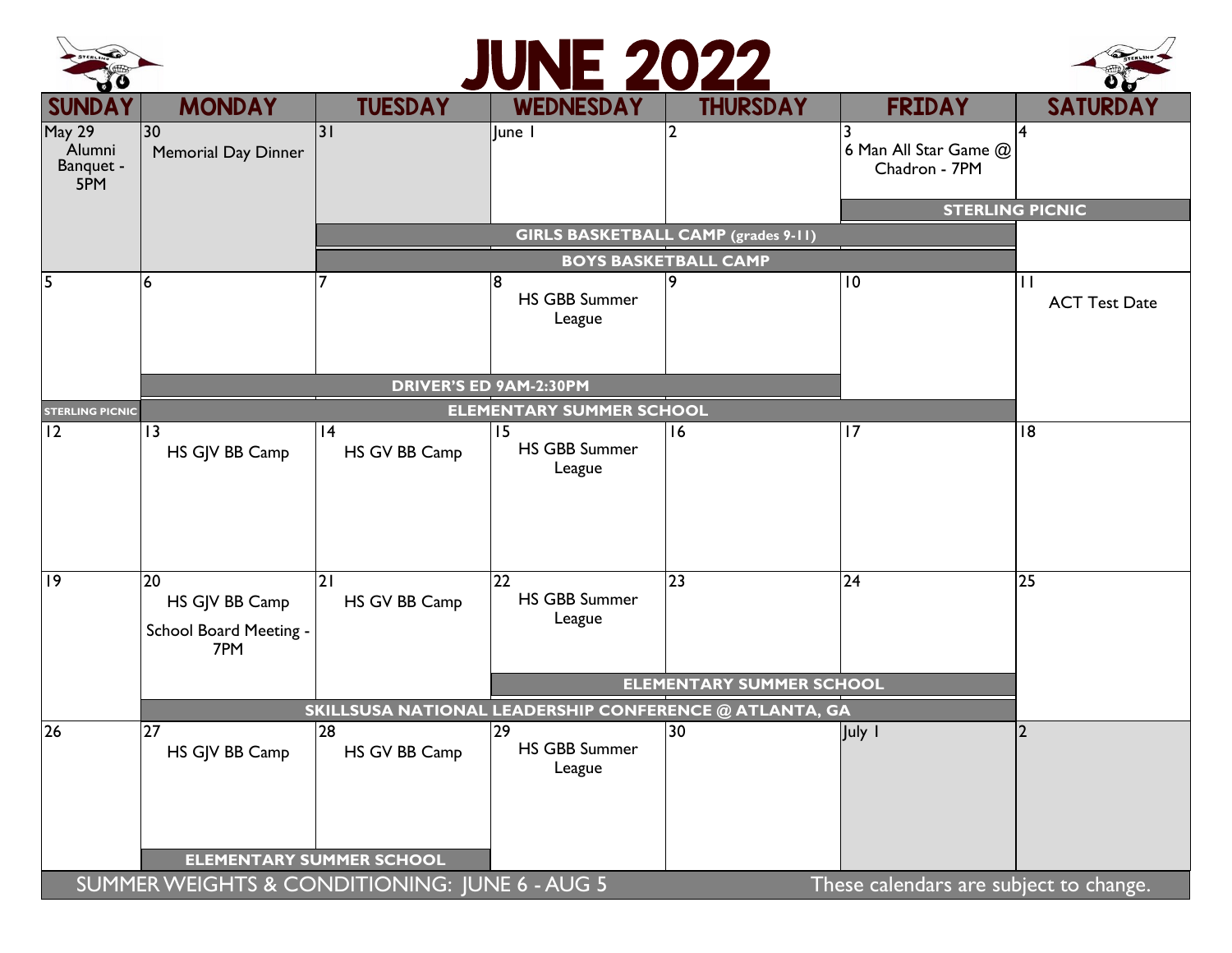# JUNE 2022

| SUNDAY | MONDAY | TUESDAY | WEDNESDAY | THURSDAY | FRIDAY | SATURDAY |
|---|---|---|---|---|---|---|
| May 29 Alumni Banquet - 5PM | 30 Memorial Day Dinner | 31 | June 1 | 2 | 3 6 Man All Star Game @ Chadron - 7PM | 4 |
| | | | | | STERLING PICNIC | STERLING PICNIC |
| | | GIRLS BASKETBALL CAMP (grades 9-11) | GIRLS BASKETBALL CAMP (grades 9-11) | GIRLS BASKETBALL CAMP (grades 9-11) | GIRLS BASKETBALL CAMP (grades 9-11) | |
| | | BOYS BASKETBALL CAMP | BOYS BASKETBALL CAMP | BOYS BASKETBALL CAMP | BOYS BASKETBALL CAMP | |
| 5 | 6 | 7 | 8 HS GBB Summer League | 9 | 10 | 11 ACT Test Date |
| | DRIVER'S ED 9AM-2:30PM | DRIVER'S ED 9AM-2:30PM | DRIVER'S ED 9AM-2:30PM | DRIVER'S ED 9AM-2:30PM | | |
| STERLING PICNIC | ELEMENTARY SUMMER SCHOOL | ELEMENTARY SUMMER SCHOOL | ELEMENTARY SUMMER SCHOOL | ELEMENTARY SUMMER SCHOOL | ELEMENTARY SUMMER SCHOOL | |
| 12 | 13 HS GJV BB Camp | 14 HS GV BB Camp | 15 HS GBB Summer League | 16 | 17 | 18 |
| 19 | 20 HS GJV BB Camp<br>School Board Meeting - 7PM | 21 HS GV BB Camp | 22 HS GBB Summer League | 23 | 24 | 25 |
| | | | ELEMENTARY SUMMER SCHOOL | ELEMENTARY SUMMER SCHOOL | ELEMENTARY SUMMER SCHOOL | |
| | SKILLSUSA NATIONAL LEADERSHIP CONFERENCE @ ATLANTA, GA | SKILLSUSA NATIONAL LEADERSHIP CONFERENCE @ ATLANTA, GA | SKILLSUSA NATIONAL LEADERSHIP CONFERENCE @ ATLANTA, GA | SKILLSUSA NATIONAL LEADERSHIP CONFERENCE @ ATLANTA, GA | SKILLSUSA NATIONAL LEADERSHIP CONFERENCE @ ATLANTA, GA | |
| 26 | 27 HS GJV BB Camp | 28 HS GV BB Camp | 29 HS GBB Summer League | 30 | July 1 | 2 |
| | ELEMENTARY SUMMER SCHOOL | ELEMENTARY SUMMER SCHOOL | | | | |

SUMMER WEIGHTS & CONDITIONING: JUNE 6 - AUG 5

These calendars are subject to change.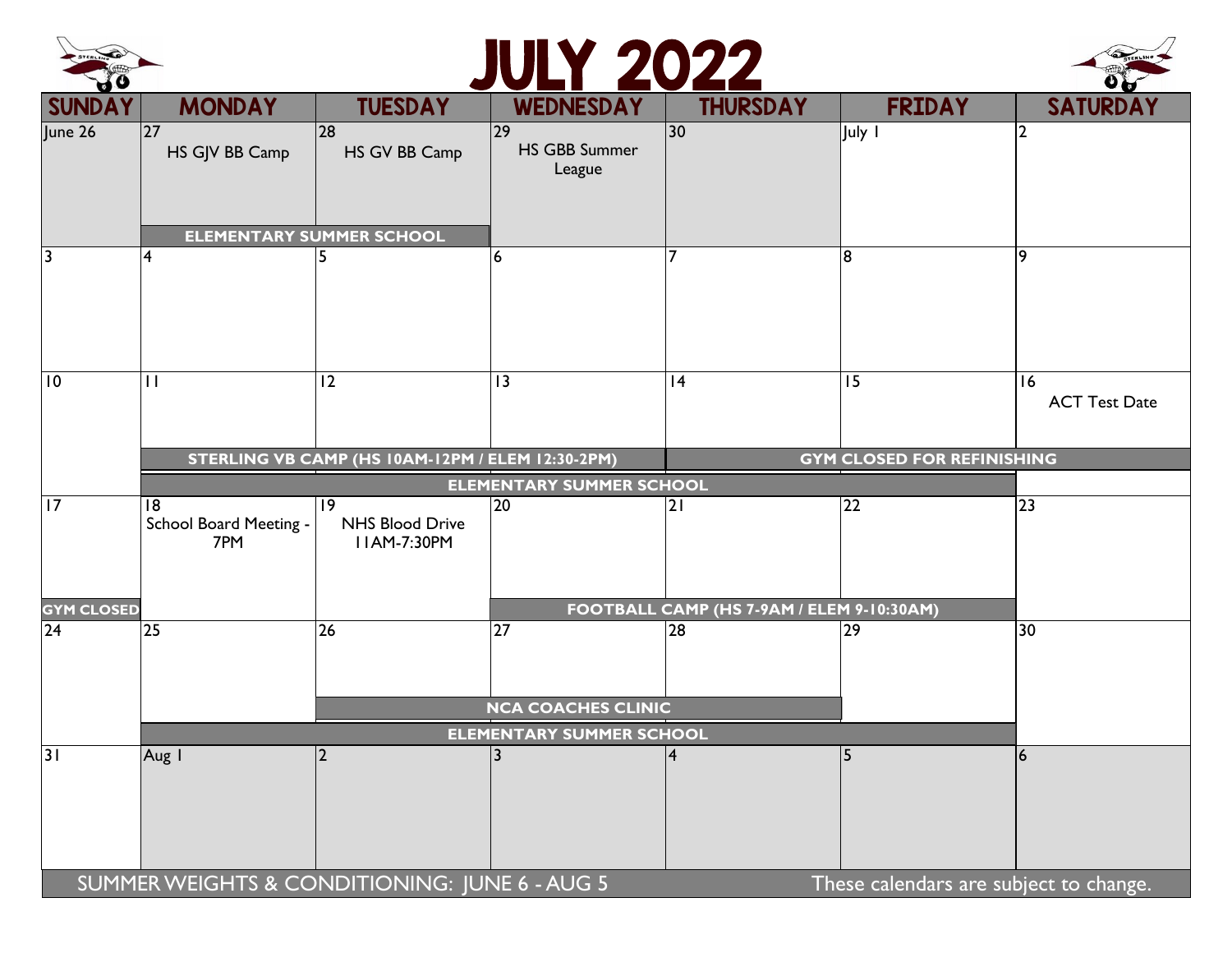# JULY 2022

| SUNDAY | MONDAY | TUESDAY | WEDNESDAY | THURSDAY | FRIDAY | SATURDAY |
|---|---|---|---|---|---|---|
| June 26 | 27 HS GJV BB Camp | 28 HS GV BB Camp | 29 HS GBB Summer League | 30 | July 1 | 2 |
| | ELEMENTARY SUMMER SCHOOL | ELEMENTARY SUMMER SCHOOL | | | | |
| 3 | 4 | 5 | 6 | 7 | 8 | 9 |
| 10 | 11 | 12 | 13 | 14 | 15 | 16 ACT Test Date |
| | STERLING VB CAMP (HS 10AM-12PM / ELEM 12:30-2PM) | STERLING VB CAMP (HS 10AM-12PM / ELEM 12:30-2PM) | STERLING VB CAMP (HS 10AM-12PM / ELEM 12:30-2PM) | GYM CLOSED FOR REFINISHING | GYM CLOSED FOR REFINISHING | GYM CLOSED FOR REFINISHING |
| | ELEMENTARY SUMMER SCHOOL | ELEMENTARY SUMMER SCHOOL | ELEMENTARY SUMMER SCHOOL | ELEMENTARY SUMMER SCHOOL | ELEMENTARY SUMMER SCHOOL | |
| 17 GYM CLOSED | 18 School Board Meeting - 7PM | 19 NHS Blood Drive 11AM-7:30PM | 20 | 21 | 22 | 23 |
| | | | FOOTBALL CAMP (HS 7-9AM / ELEM 9-10:30AM) | FOOTBALL CAMP (HS 7-9AM / ELEM 9-10:30AM) | FOOTBALL CAMP (HS 7-9AM / ELEM 9-10:30AM) | |
| 24 | 25 | 26 | 27 | 28 | 29 | 30 |
| | | NCA COACHES CLINIC | NCA COACHES CLINIC | NCA COACHES CLINIC | | |
| | ELEMENTARY SUMMER SCHOOL | ELEMENTARY SUMMER SCHOOL | ELEMENTARY SUMMER SCHOOL | ELEMENTARY SUMMER SCHOOL | ELEMENTARY SUMMER SCHOOL | |
| 31 | Aug 1 | 2 | 3 | 4 | 5 | 6 |

SUMMER WEIGHTS & CONDITIONING: JUNE 6 - AUG 5

These calendars are subject to change.